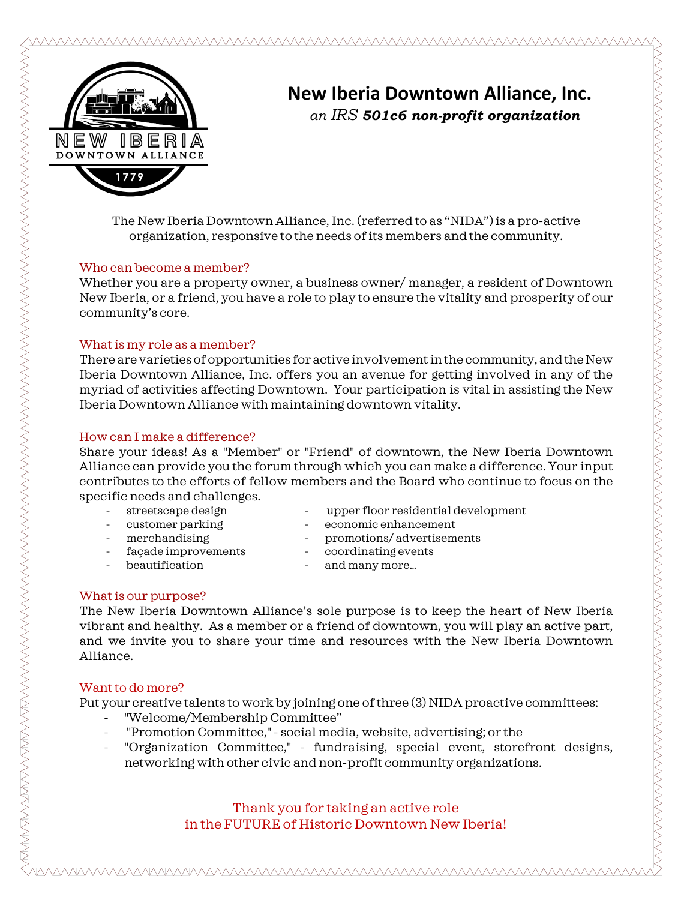# New Iberia Downtown Alliance, Inc.

*an IRS **501c6 non-profit organization***

The New Iberia Downtown Alliance, Inc. (referred to as "NIDA") is a pro-active organization, responsive to the needs of its members and the community.

## Who can become a member?

Whether you are a property owner, a business owner/ manager, a resident of Downtown New Iberia, or a friend, you have a role to play to ensure the vitality and prosperity of our community's core.

## What is my role as a member?

There are varieties of opportunities for active involvement in the community, and the New Iberia Downtown Alliance, Inc. offers you an avenue for getting involved in any of the myriad of activities affecting Downtown. Your participation is vital in assisting the New Iberia Downtown Alliance with maintaining downtown vitality.

## How can I make a difference?

Share your ideas! As a "Member" or "Friend" of downtown, the New Iberia Downtown Alliance can provide you the forum through which you can make a difference. Your input contributes to the efforts of fellow members and the Board who continue to focus on the specific needs and challenges.

- streetscape design
- customer parking
- merchandising
- façade improvements
- beautification
- upper floor residential development
- economic enhancement
- promotions/ advertisements
- coordinating events
- and many more…

## What is our purpose?

The New Iberia Downtown Alliance's sole purpose is to keep the heart of New Iberia vibrant and healthy. As a member or a friend of downtown, you will play an active part, and we invite you to share your time and resources with the New Iberia Downtown Alliance.

## Want to do more?

Put your creative talents to work by joining one of three (3) NIDA proactive committees:

- "Welcome/Membership Committee"
- "Promotion Committee," - social media, website, advertising; or the
- "Organization Committee," - fundraising, special event, storefront designs, networking with other civic and non-profit community organizations.

Thank you for taking an active role
in the FUTURE of Historic Downtown New Iberia!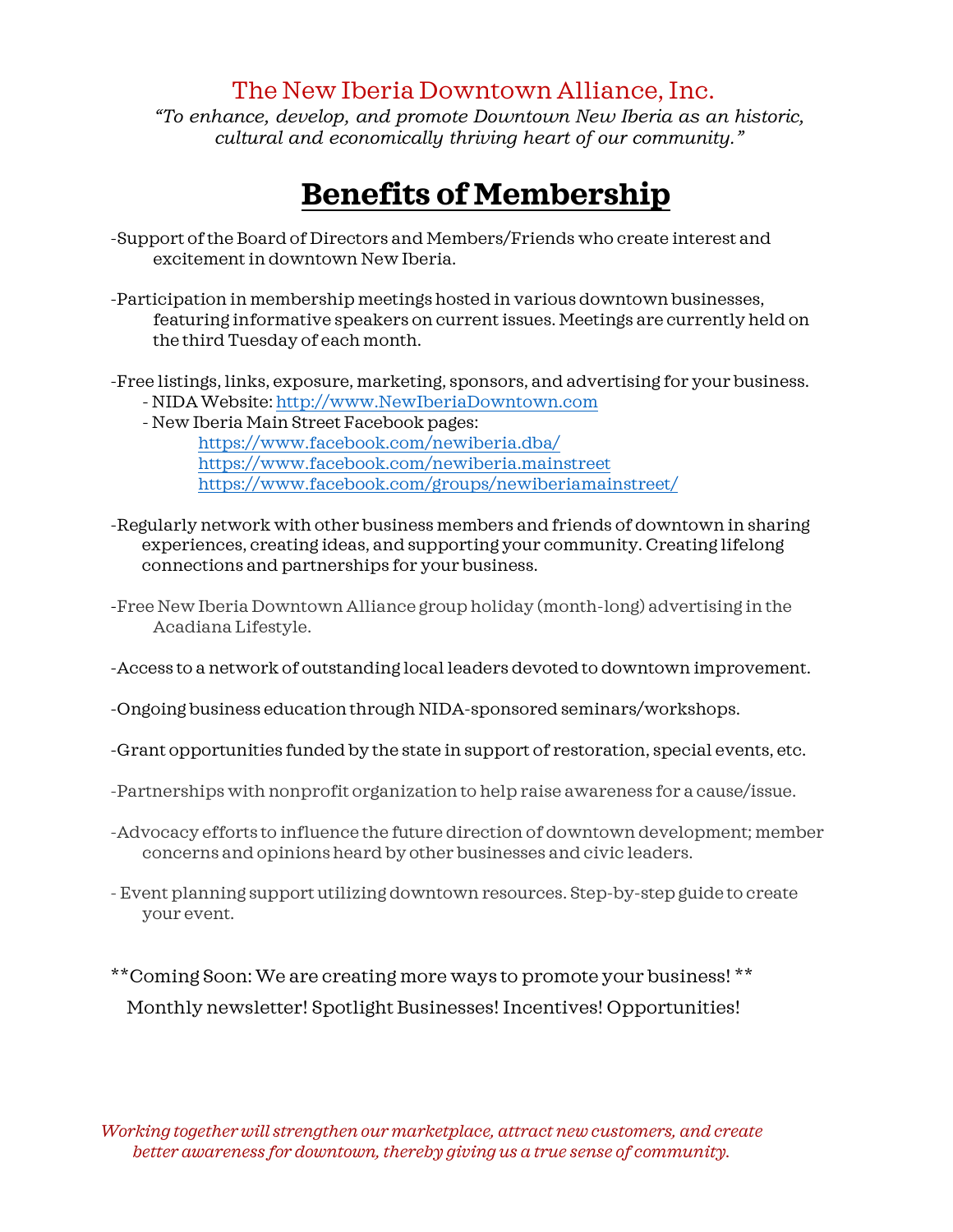The New Iberia Downtown Alliance, Inc.

*"To enhance, develop, and promote Downtown New Iberia as an historic, cultural and economically thriving heart of our community."*

# Benefits of Membership

-Support of the Board of Directors and Members/Friends who create interest and excitement in downtown New Iberia.

-Participation in membership meetings hosted in various downtown businesses, featuring informative speakers on current issues. Meetings are currently held on the third Tuesday of each month.

-Free listings, links, exposure, marketing, sponsors, and advertising for your business.
- NIDA Website: http://www.NewIberiaDowntown.com
- New Iberia Main Street Facebook pages:
  - https://www.facebook.com/newiberia.dba/
  - https://www.facebook.com/newiberia.mainstreet
  - https://www.facebook.com/groups/newiberiamainstreet/

-Regularly network with other business members and friends of downtown in sharing experiences, creating ideas, and supporting your community. Creating lifelong connections and partnerships for your business.

-Free New Iberia Downtown Alliance group holiday (month-long) advertising in the Acadiana Lifestyle.

-Access to a network of outstanding local leaders devoted to downtown improvement.

-Ongoing business education through NIDA-sponsored seminars/workshops.

-Grant opportunities funded by the state in support of restoration, special events, etc.

-Partnerships with nonprofit organization to help raise awareness for a cause/issue.

-Advocacy efforts to influence the future direction of downtown development; member concerns and opinions heard by other businesses and civic leaders.

- Event planning support utilizing downtown resources. Step-by-step guide to create your event.

**Coming Soon: We are creating more ways to promote your business! **

Monthly newsletter! Spotlight Businesses! Incentives! Opportunities!

*Working together will strengthen our marketplace, attract new customers, and create better awareness for downtown, thereby giving us a true sense of community.*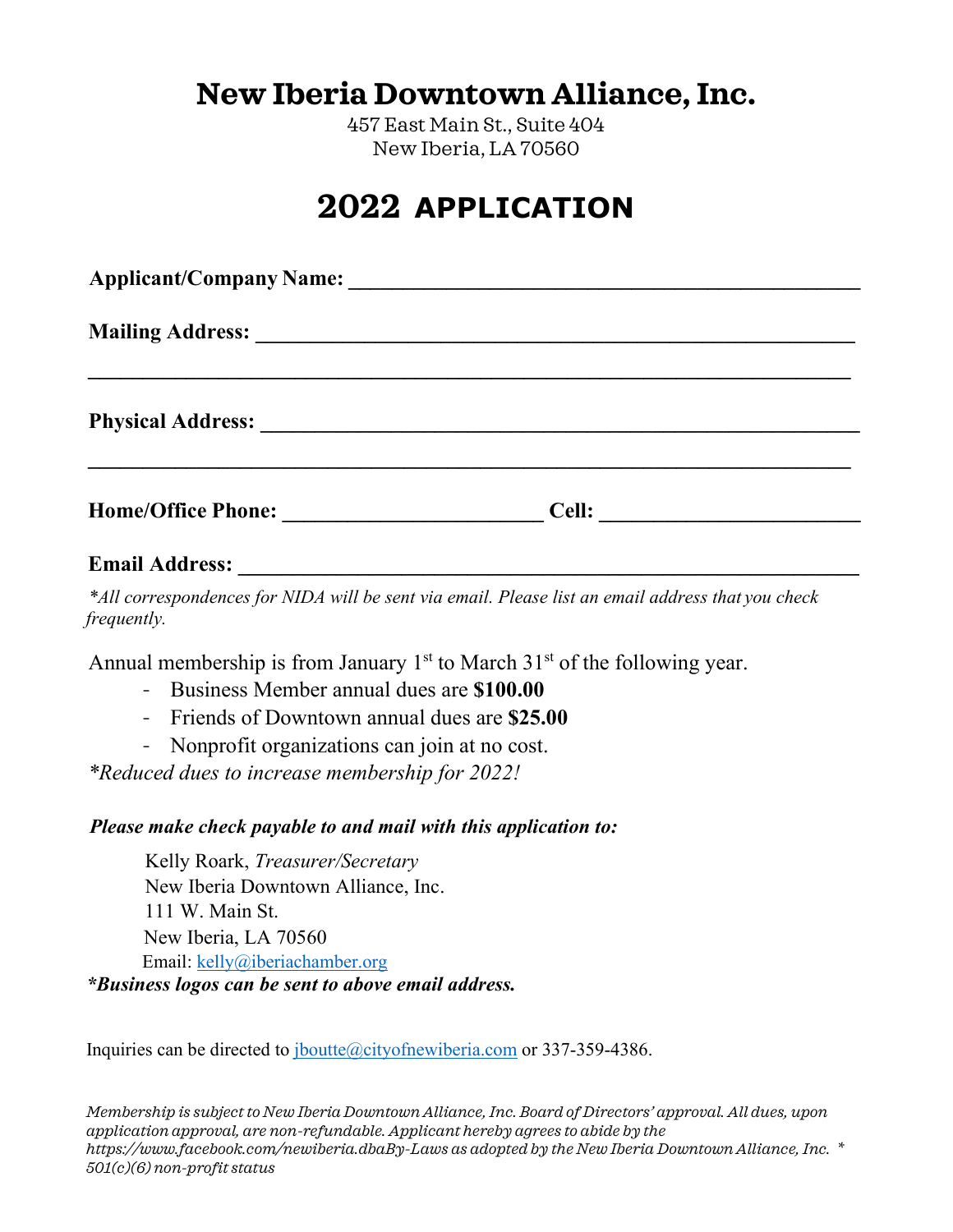# New Iberia Downtown Alliance, Inc.

457 East Main St., Suite 404
New Iberia, LA 70560

## 2022 APPLICATION

**Applicant/Company Name:** _______________________________________________

**Mailing Address:** _______________________________________________________

_________________________________________________________________________

**Physical Address:** ______________________________________________________

_________________________________________________________________________

**Home/Office Phone:** ________________________ **Cell:** ________________________

**Email Address:** _________________________________________________________

*\*All correspondences for NIDA will be sent via email. Please list an email address that you check frequently.*

Annual membership is from January 1st to March 31st of the following year.

- Business Member annual dues are **$100.00**
- Friends of Downtown annual dues are **$25.00**
- Nonprofit organizations can join at no cost.

*\*Reduced dues to increase membership for 2022!*

***Please make check payable to and mail with this application to:***

Kelly Roark, *Treasurer/Secretary*
New Iberia Downtown Alliance, Inc.
111 W. Main St.
New Iberia, LA 70560
Email: kelly@iberiachamber.org

***\*Business logos can be sent to above email address.***

Inquiries can be directed to jboutte@cityofnewiberia.com or 337-359-4386.

*Membership is subject to New Iberia Downtown Alliance, Inc. Board of Directors' approval. All dues, upon application approval, are non-refundable. Applicant hereby agrees to abide by the https://www.facebook.com/newiberia.dbaBy-Laws as adopted by the New Iberia Downtown Alliance, Inc. \* 501(c)(6) non-profit status*